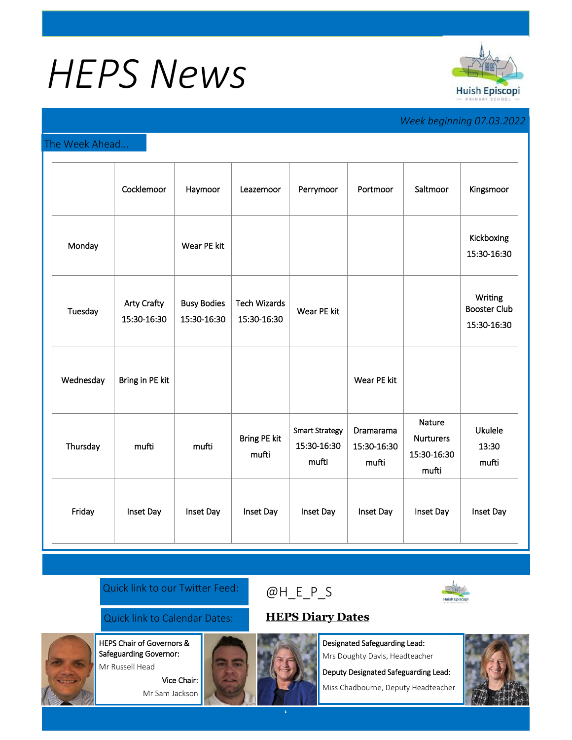# HEPS News

Huish Episcopi PRIMARY SCHOOL

*Week beginning 07.03.2022*

## The Week Ahead...

| | Cocklemoor | Haymoor | Leazemoor | Perrymoor | Portmoor | Saltmoor | Kingsmoor |
|---|---|---|---|---|---|---|---|
| Monday | | Wear PE kit | | | | | Kickboxing 15:30-16:30 |
| Tuesday | Arty Crafty 15:30-16:30 | Busy Bodies 15:30-16:30 | Tech Wizards 15:30-16:30 | Wear PE kit | | | Writing Booster Club 15:30-16:30 |
| Wednesday | Bring in PE kit | | | | Wear PE kit | | |
| Thursday | mufti | mufti | Bring PE kit mufti | Smart Strategy 15:30-16:30 mufti | Dramarama 15:30-16:30 mufti | Nature Nurturers 15:30-16:30 mufti | Ukulele 13:30 mufti |
| Friday | Inset Day | Inset Day | Inset Day | Inset Day | Inset Day | Inset Day | Inset Day |

Quick link to our Twitter Feed: @H_E_P_S

Quick link to Calendar Dates: **HEPS Diary Dates**

HEPS Chair of Governors & Safeguarding Governor:
Mr Russell Head

Vice Chair:
Mr Sam Jackson

Designated Safeguarding Lead:
Mrs Doughty Davis, Headteacher

Deputy Designated Safeguarding Lead:
Miss Chadbourne, Deputy Headteacher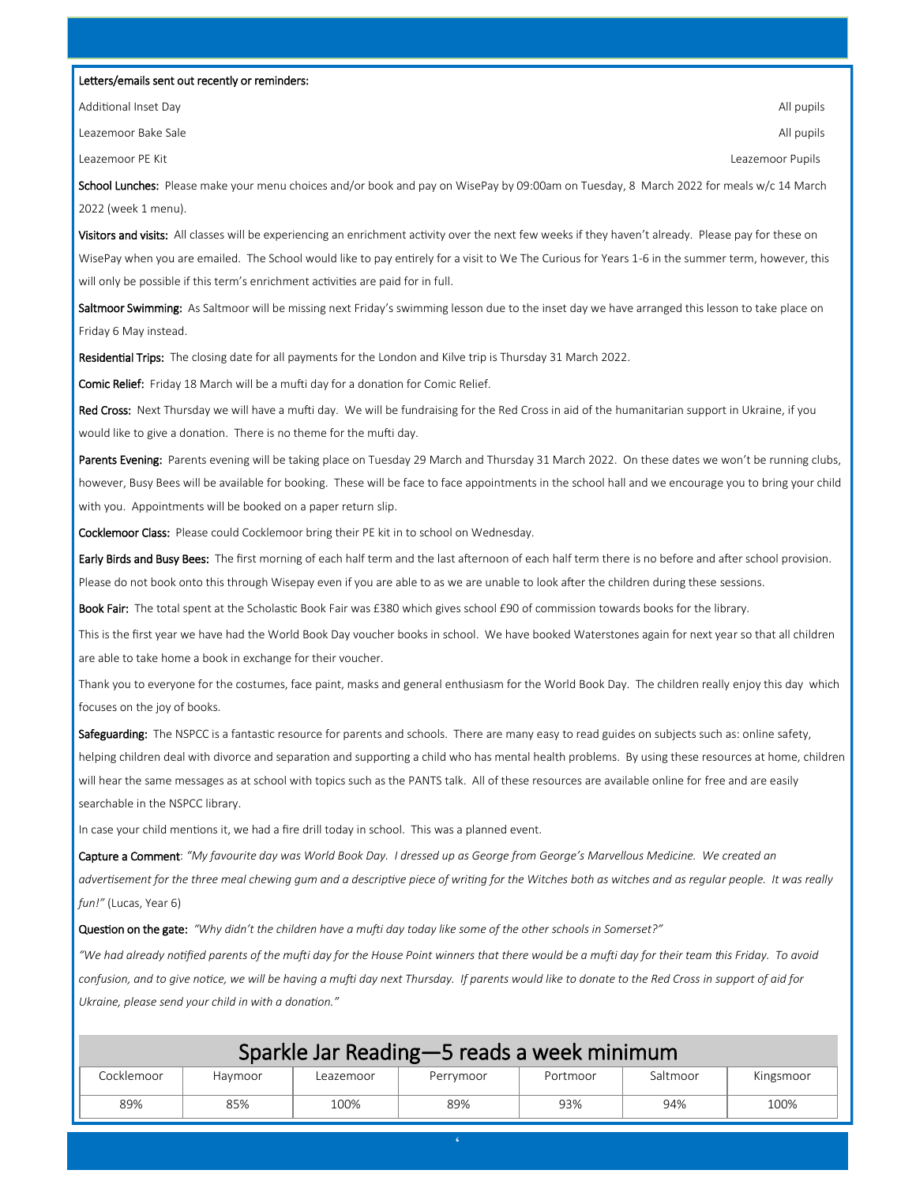**Letters/emails sent out recently or reminders:**

| | |
|---|---|
| Additional Inset Day | All pupils |
| Leazemoor Bake Sale | All pupils |
| Leazemoor PE Kit | Leazemoor Pupils |

**School Lunches:** Please make your menu choices and/or book and pay on WisePay by 09:00am on Tuesday, 8 March 2022 for meals w/c 14 March 2022 (week 1 menu).

**Visitors and visits:** All classes will be experiencing an enrichment activity over the next few weeks if they haven't already. Please pay for these on WisePay when you are emailed. The School would like to pay entirely for a visit to We The Curious for Years 1-6 in the summer term, however, this will only be possible if this term's enrichment activities are paid for in full.

**Saltmoor Swimming:** As Saltmoor will be missing next Friday's swimming lesson due to the inset day we have arranged this lesson to take place on Friday 6 May instead.

**Residential Trips:** The closing date for all payments for the London and Kilve trip is Thursday 31 March 2022.

**Comic Relief:** Friday 18 March will be a mufti day for a donation for Comic Relief.

**Red Cross:** Next Thursday we will have a mufti day. We will be fundraising for the Red Cross in aid of the humanitarian support in Ukraine, if you would like to give a donation. There is no theme for the mufti day.

**Parents Evening:** Parents evening will be taking place on Tuesday 29 March and Thursday 31 March 2022. On these dates we won't be running clubs, however, Busy Bees will be available for booking. These will be face to face appointments in the school hall and we encourage you to bring your child with you. Appointments will be booked on a paper return slip.

**Cocklemoor Class:** Please could Cocklemoor bring their PE kit in to school on Wednesday.

**Early Birds and Busy Bees:** The first morning of each half term and the last afternoon of each half term there is no before and after school provision. Please do not book onto this through Wisepay even if you are able to as we are unable to look after the children during these sessions.

**Book Fair:** The total spent at the Scholastic Book Fair was £380 which gives school £90 of commission towards books for the library.

This is the first year we have had the World Book Day voucher books in school. We have booked Waterstones again for next year so that all children are able to take home a book in exchange for their voucher.

Thank you to everyone for the costumes, face paint, masks and general enthusiasm for the World Book Day. The children really enjoy this day which focuses on the joy of books.

**Safeguarding:** The NSPCC is a fantastic resource for parents and schools. There are many easy to read guides on subjects such as: online safety, helping children deal with divorce and separation and supporting a child who has mental health problems. By using these resources at home, children will hear the same messages as at school with topics such as the PANTS talk. All of these resources are available online for free and are easily searchable in the NSPCC library.

In case your child mentions it, we had a fire drill today in school. This was a planned event.

**Capture a Comment**: *"My favourite day was World Book Day. I dressed up as George from George's Marvellous Medicine. We created an advertisement for the three meal chewing gum and a descriptive piece of writing for the Witches both as witches and as regular people. It was really fun!"* (Lucas, Year 6)

**Question on the gate:** *"Why didn't the children have a mufti day today like some of the other schools in Somerset?"*

*"We had already notified parents of the mufti day for the House Point winners that there would be a mufti day for their team this Friday. To avoid confusion, and to give notice, we will be having a mufti day next Thursday. If parents would like to donate to the Red Cross in support of aid for Ukraine, please send your child in with a donation."*

## Sparkle Jar Reading—5 reads a week minimum

| Cocklemoor | Haymoor | Leazemoor | Perrymoor | Portmoor | Saltmoor | Kingsmoor |
|---|---|---|---|---|---|---|
| 89% | 85% | 100% | 89% | 93% | 94% | 100% |